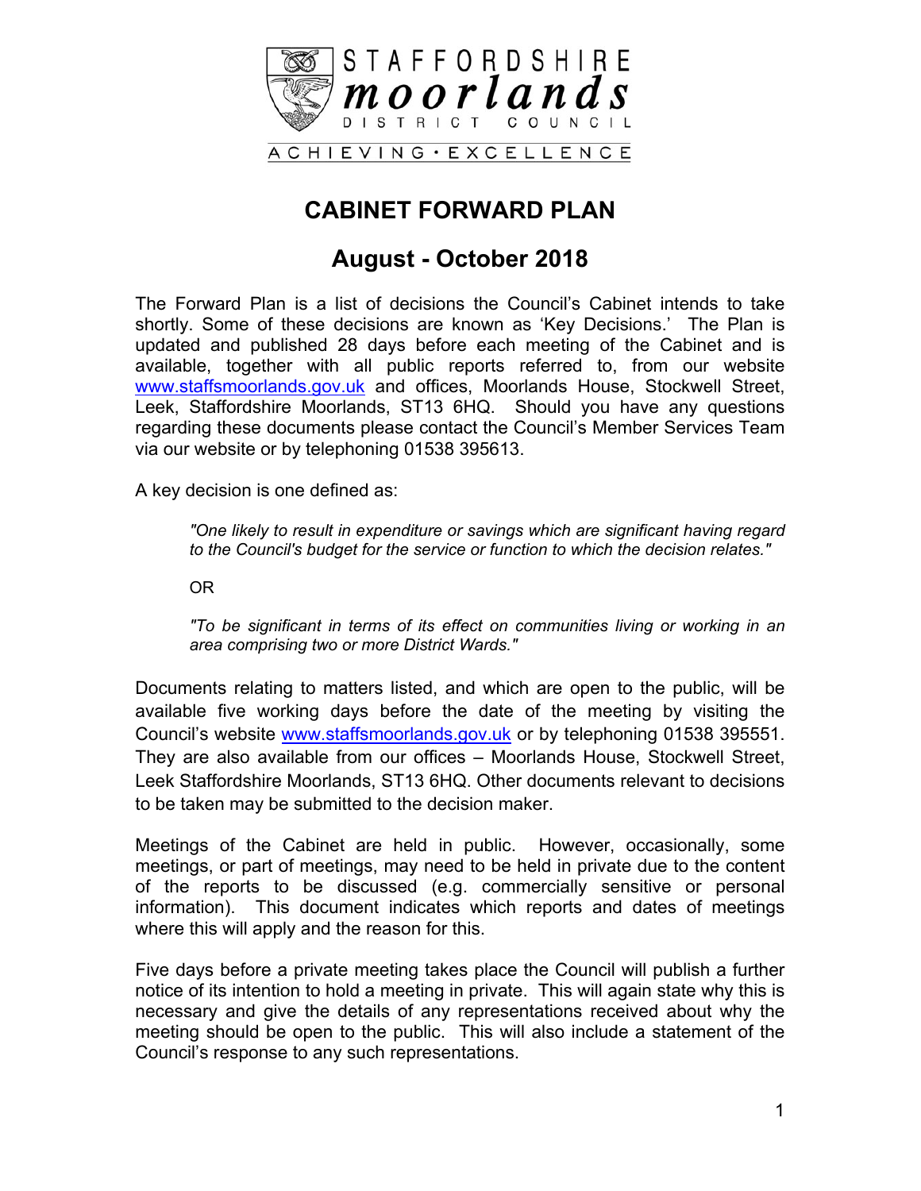STAFFORDSHIRE
**moorlands**
DISTRICT COUNCIL

ACHIEVING · EXCELLENCE

# CABINET FORWARD PLAN

## August - October 2018

The Forward Plan is a list of decisions the Council's Cabinet intends to take shortly. Some of these decisions are known as 'Key Decisions.' The Plan is updated and published 28 days before each meeting of the Cabinet and is available, together with all public reports referred to, from our website www.staffsmoorlands.gov.uk and offices, Moorlands House, Stockwell Street, Leek, Staffordshire Moorlands, ST13 6HQ. Should you have any questions regarding these documents please contact the Council's Member Services Team via our website or by telephoning 01538 395613.

A key decision is one defined as:

> *"One likely to result in expenditure or savings which are significant having regard to the Council's budget for the service or function to which the decision relates."*
>
> OR
>
> *"To be significant in terms of its effect on communities living or working in an area comprising two or more District Wards."*

Documents relating to matters listed, and which are open to the public, will be available five working days before the date of the meeting by visiting the Council's website www.staffsmoorlands.gov.uk or by telephoning 01538 395551. They are also available from our offices – Moorlands House, Stockwell Street, Leek Staffordshire Moorlands, ST13 6HQ. Other documents relevant to decisions to be taken may be submitted to the decision maker.

Meetings of the Cabinet are held in public. However, occasionally, some meetings, or part of meetings, may need to be held in private due to the content of the reports to be discussed (e.g. commercially sensitive or personal information). This document indicates which reports and dates of meetings where this will apply and the reason for this.

Five days before a private meeting takes place the Council will publish a further notice of its intention to hold a meeting in private. This will again state why this is necessary and give the details of any representations received about why the meeting should be open to the public. This will also include a statement of the Council's response to any such representations.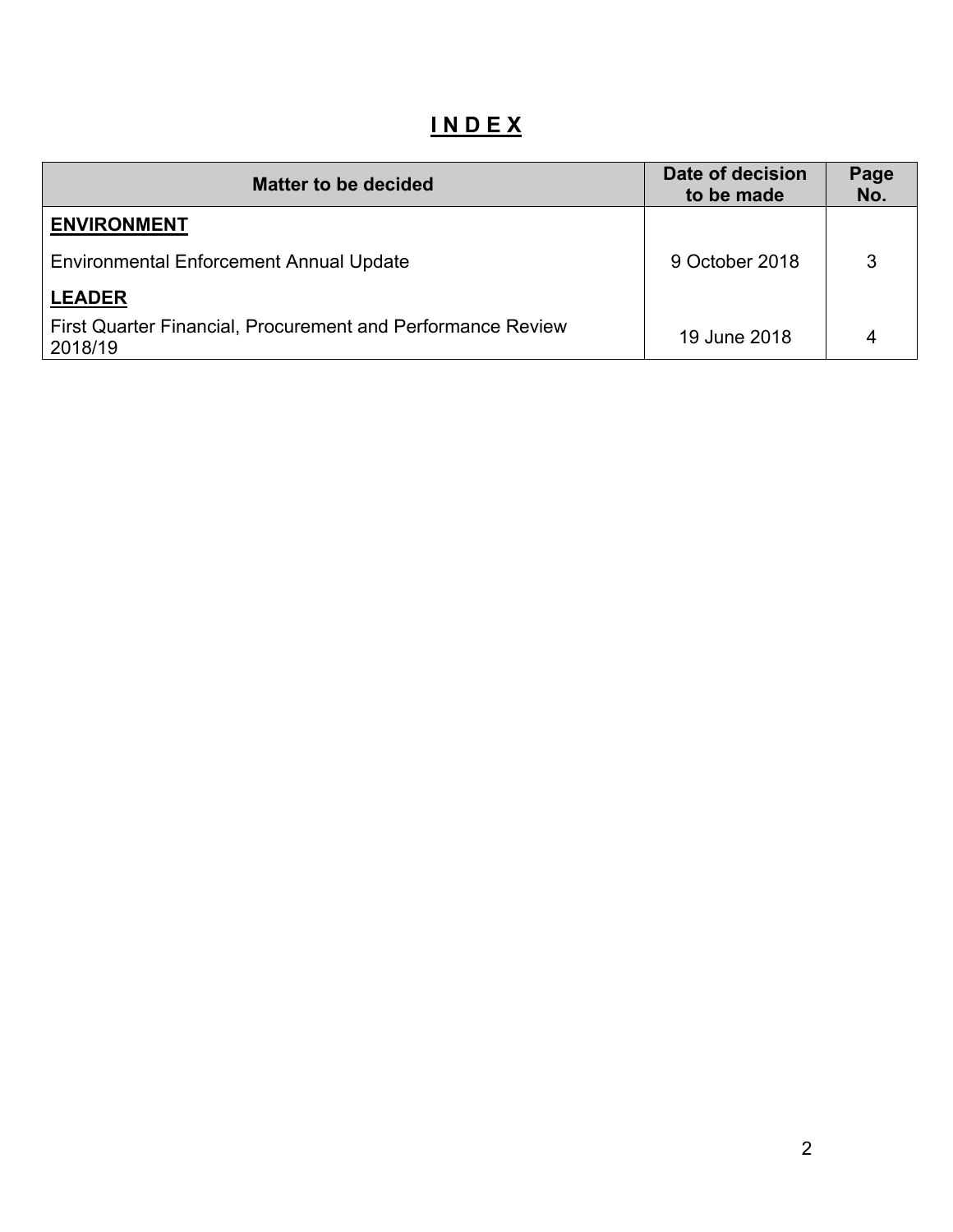# I N D E X

| Matter to be decided | Date of decision to be made | Page No. |
|---|---|---|
| **ENVIRONMENT** | | |
| Environmental Enforcement Annual Update | 9 October 2018 | 3 |
| **LEADER** | | |
| First Quarter Financial, Procurement and Performance Review 2018/19 | 19 June 2018 | 4 |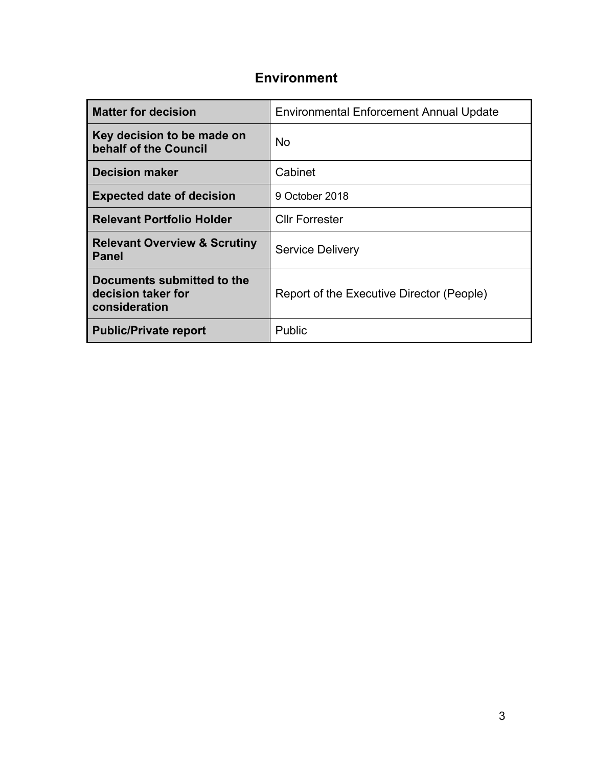## Environment

| **Matter for decision** | Environmental Enforcement Annual Update |
|---|---|
| **Key decision to be made on behalf of the Council** | No |
| **Decision maker** | Cabinet |
| **Expected date of decision** | 9 October 2018 |
| **Relevant Portfolio Holder** | Cllr Forrester |
| **Relevant Overview & Scrutiny Panel** | Service Delivery |
| **Documents submitted to the decision taker for consideration** | Report of the Executive Director (People) |
| **Public/Private report** | Public |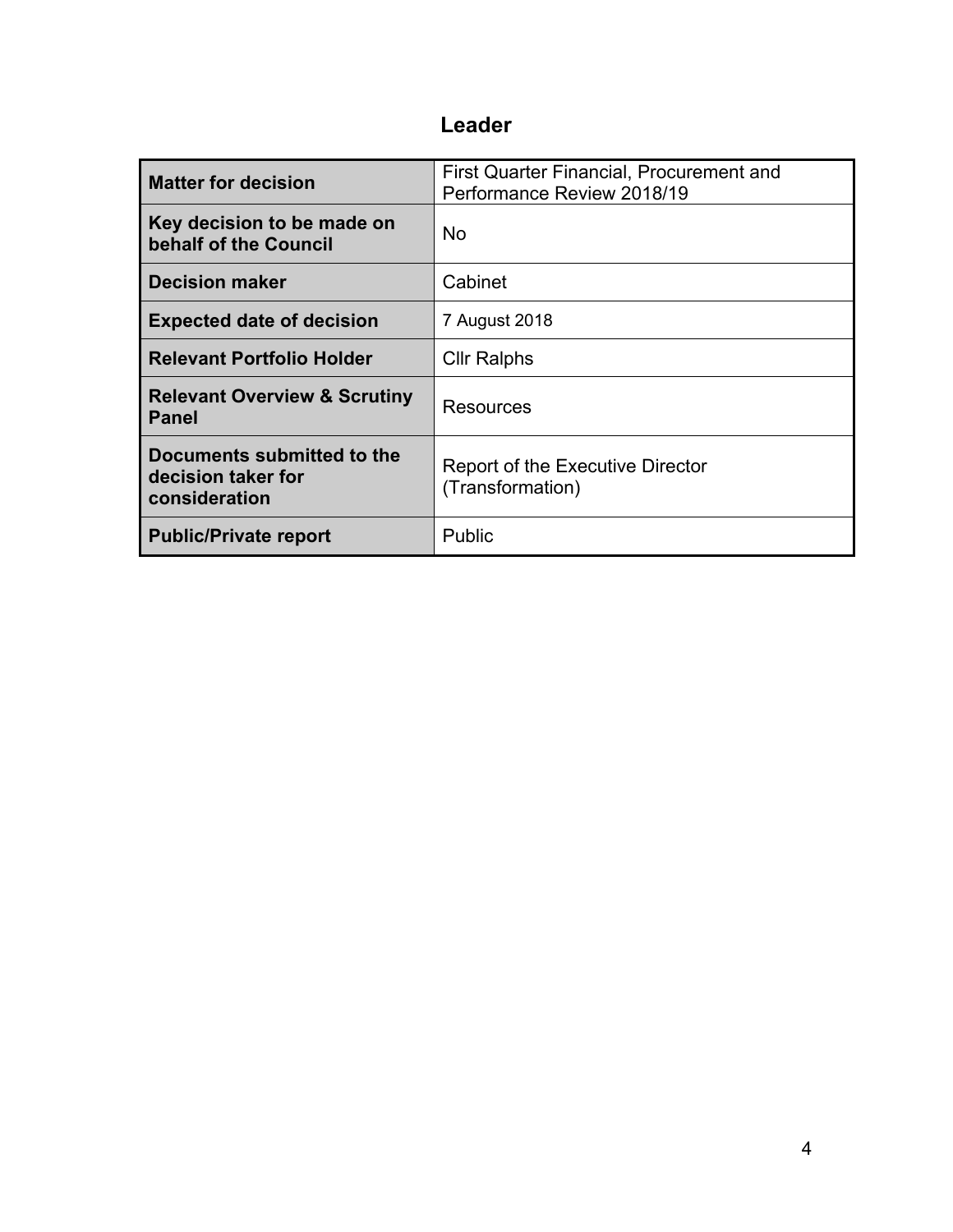## Leader

| | |
|---|---|
| **Matter for decision** | First Quarter Financial, Procurement and Performance Review 2018/19 |
| **Key decision to be made on behalf of the Council** | No |
| **Decision maker** | Cabinet |
| **Expected date of decision** | 7 August 2018 |
| **Relevant Portfolio Holder** | Cllr Ralphs |
| **Relevant Overview & Scrutiny Panel** | Resources |
| **Documents submitted to the decision taker for consideration** | Report of the Executive Director (Transformation) |
| **Public/Private report** | Public |